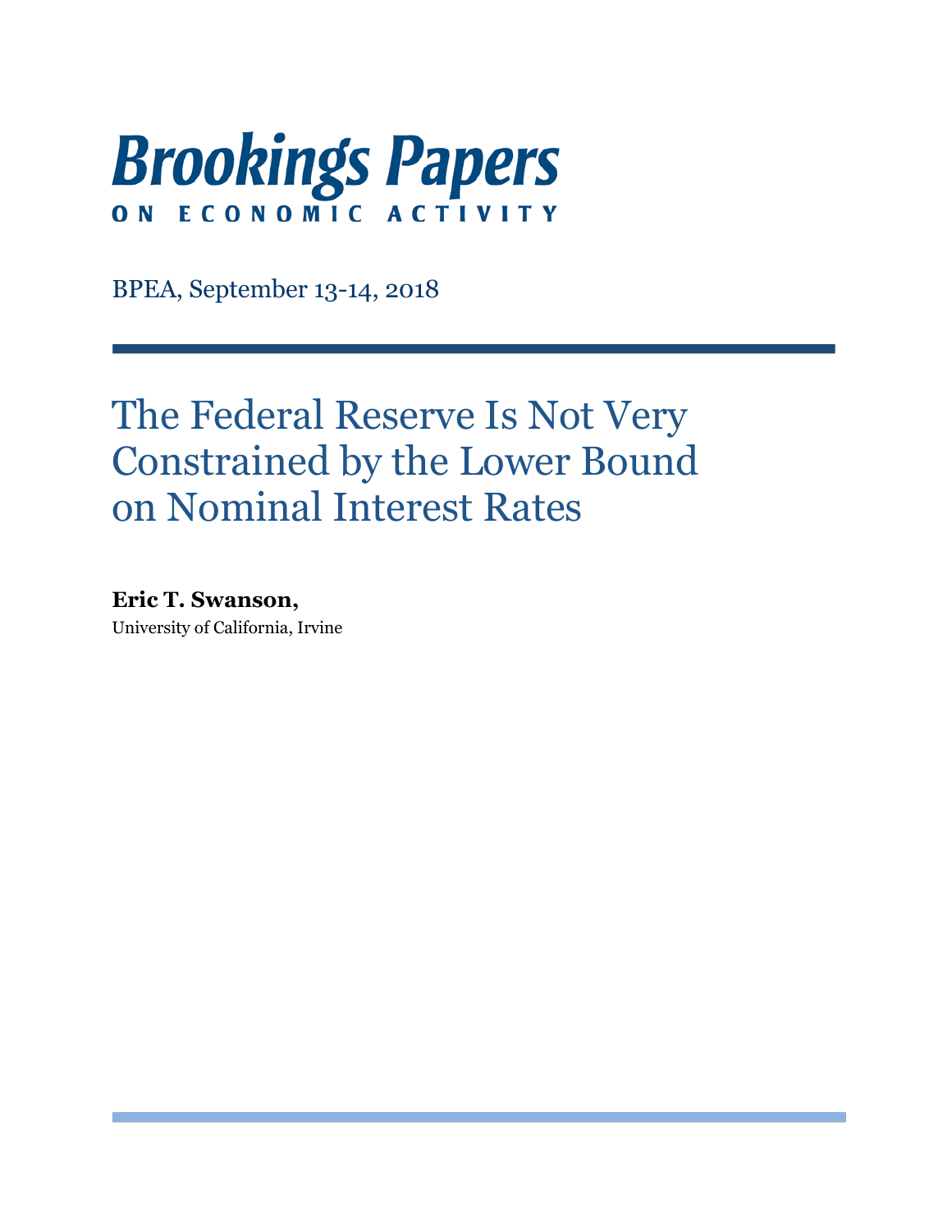# Brookings Papers

ON ECONOMIC ACTIVITY

BPEA, September 13-14, 2018

# The Federal Reserve Is Not Very Constrained by the Lower Bound on Nominal Interest Rates

**Eric T. Swanson,**
University of California, Irvine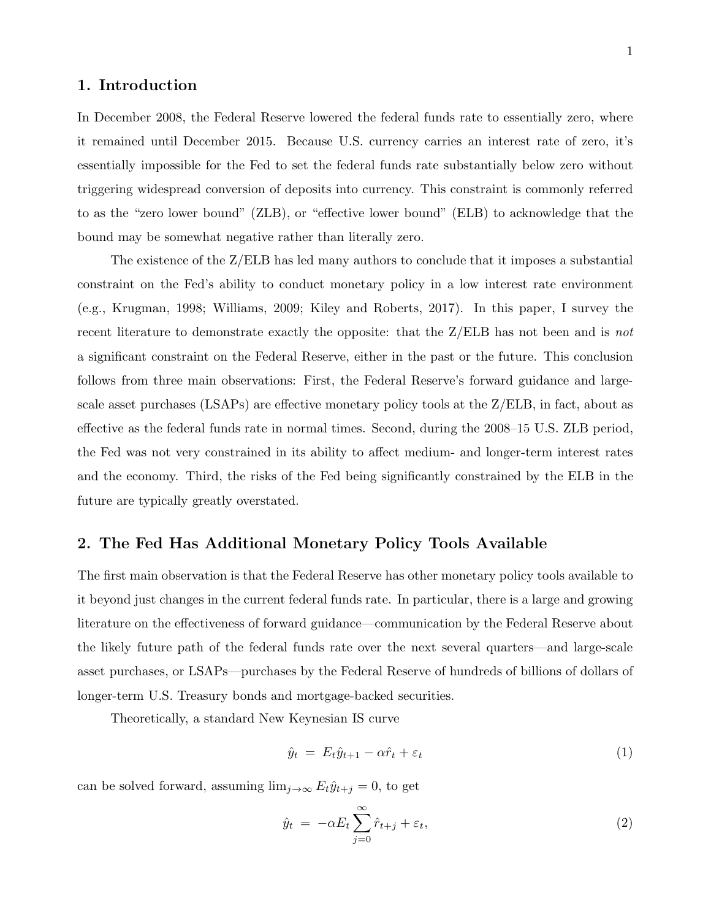## 1. Introduction

In December 2008, the Federal Reserve lowered the federal funds rate to essentially zero, where it remained until December 2015. Because U.S. currency carries an interest rate of zero, it's essentially impossible for the Fed to set the federal funds rate substantially below zero without triggering widespread conversion of deposits into currency. This constraint is commonly referred to as the "zero lower bound" (ZLB), or "effective lower bound" (ELB) to acknowledge that the bound may be somewhat negative rather than literally zero.

The existence of the Z/ELB has led many authors to conclude that it imposes a substantial constraint on the Fed's ability to conduct monetary policy in a low interest rate environment (e.g., Krugman, 1998; Williams, 2009; Kiley and Roberts, 2017). In this paper, I survey the recent literature to demonstrate exactly the opposite: that the Z/ELB has not been and is *not* a significant constraint on the Federal Reserve, either in the past or the future. This conclusion follows from three main observations: First, the Federal Reserve's forward guidance and large-scale asset purchases (LSAPs) are effective monetary policy tools at the Z/ELB, in fact, about as effective as the federal funds rate in normal times. Second, during the 2008–15 U.S. ZLB period, the Fed was not very constrained in its ability to affect medium- and longer-term interest rates and the economy. Third, the risks of the Fed being significantly constrained by the ELB in the future are typically greatly overstated.

## 2. The Fed Has Additional Monetary Policy Tools Available

The first main observation is that the Federal Reserve has other monetary policy tools available to it beyond just changes in the current federal funds rate. In particular, there is a large and growing literature on the effectiveness of forward guidance—communication by the Federal Reserve about the likely future path of the federal funds rate over the next several quarters—and large-scale asset purchases, or LSAPs—purchases by the Federal Reserve of hundreds of billions of dollars of longer-term U.S. Treasury bonds and mortgage-backed securities.

Theoretically, a standard New Keynesian IS curve

$$\hat{y}_t \;=\; E_t\hat{y}_{t+1} - \alpha\hat{r}_t + \varepsilon_t \tag{1}$$

can be solved forward, assuming $\lim_{j\to\infty} E_t\hat{y}_{t+j} = 0$, to get

$$\hat{y}_t \;=\; -\alpha E_t \sum_{j=0}^{\infty} \hat{r}_{t+j} + \varepsilon_t, \tag{2}$$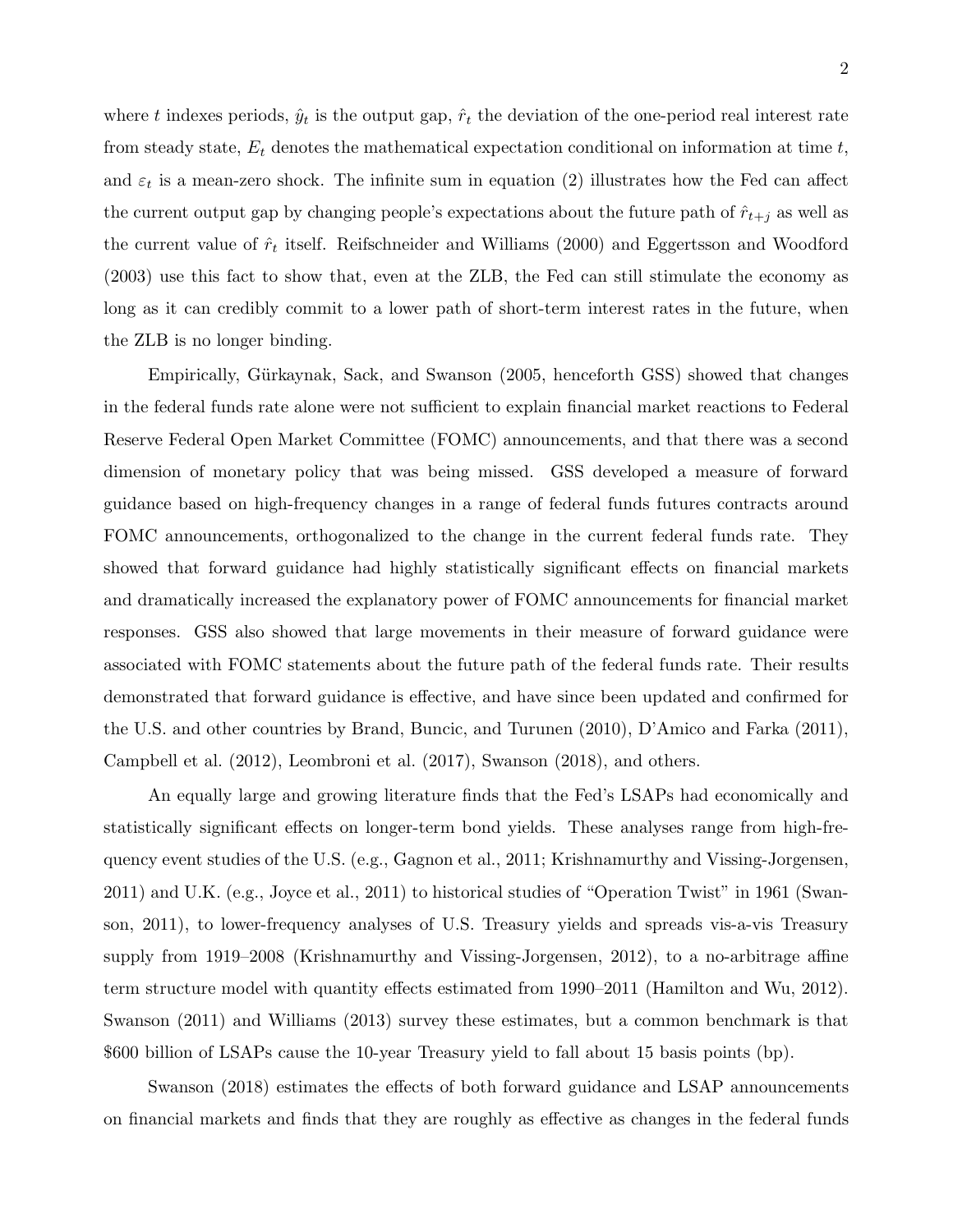where $t$ indexes periods, $\hat{y}_t$ is the output gap, $\hat{r}_t$ the deviation of the one-period real interest rate from steady state, $E_t$ denotes the mathematical expectation conditional on information at time $t$, and $\varepsilon_t$ is a mean-zero shock. The infinite sum in equation (2) illustrates how the Fed can affect the current output gap by changing people's expectations about the future path of $\hat{r}_{t+j}$ as well as the current value of $\hat{r}_t$ itself. Reifschneider and Williams (2000) and Eggertsson and Woodford (2003) use this fact to show that, even at the ZLB, the Fed can still stimulate the economy as long as it can credibly commit to a lower path of short-term interest rates in the future, when the ZLB is no longer binding.

Empirically, Gürkaynak, Sack, and Swanson (2005, henceforth GSS) showed that changes in the federal funds rate alone were not sufficient to explain financial market reactions to Federal Reserve Federal Open Market Committee (FOMC) announcements, and that there was a second dimension of monetary policy that was being missed. GSS developed a measure of forward guidance based on high-frequency changes in a range of federal funds futures contracts around FOMC announcements, orthogonalized to the change in the current federal funds rate. They showed that forward guidance had highly statistically significant effects on financial markets and dramatically increased the explanatory power of FOMC announcements for financial market responses. GSS also showed that large movements in their measure of forward guidance were associated with FOMC statements about the future path of the federal funds rate. Their results demonstrated that forward guidance is effective, and have since been updated and confirmed for the U.S. and other countries by Brand, Buncic, and Turunen (2010), D'Amico and Farka (2011), Campbell et al. (2012), Leombroni et al. (2017), Swanson (2018), and others.

An equally large and growing literature finds that the Fed's LSAPs had economically and statistically significant effects on longer-term bond yields. These analyses range from high-frequency event studies of the U.S. (e.g., Gagnon et al., 2011; Krishnamurthy and Vissing-Jorgensen, 2011) and U.K. (e.g., Joyce et al., 2011) to historical studies of "Operation Twist" in 1961 (Swanson, 2011), to lower-frequency analyses of U.S. Treasury yields and spreads vis-a-vis Treasury supply from 1919–2008 (Krishnamurthy and Vissing-Jorgensen, 2012), to a no-arbitrage affine term structure model with quantity effects estimated from 1990–2011 (Hamilton and Wu, 2012). Swanson (2011) and Williams (2013) survey these estimates, but a common benchmark is that \$600 billion of LSAPs cause the 10-year Treasury yield to fall about 15 basis points (bp).

Swanson (2018) estimates the effects of both forward guidance and LSAP announcements on financial markets and finds that they are roughly as effective as changes in the federal funds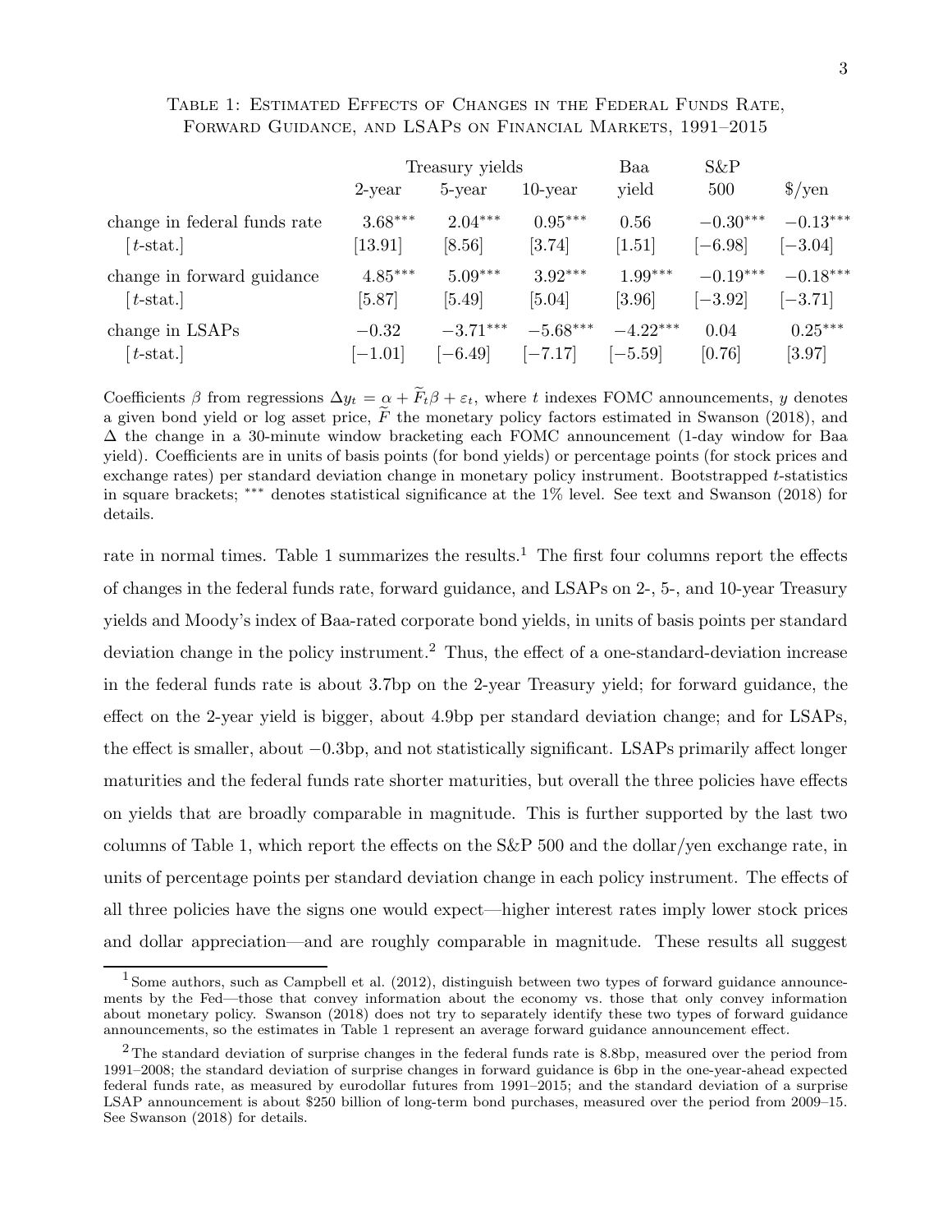TABLE 1: ESTIMATED EFFECTS OF CHANGES IN THE FEDERAL FUNDS RATE, FORWARD GUIDANCE, AND LSAPS ON FINANCIAL MARKETS, 1991–2015

| | Treasury yields | | | Baa | S&P | |
|---|---|---|---|---|---|---|
| | 2-year | 5-year | 10-year | yield | 500 | \$/yen |
| change in federal funds rate | 3.68*** | 2.04*** | 0.95*** | 0.56 | −0.30*** | −0.13*** |
| [t-stat.] | [13.91] | [8.56] | [3.74] | [1.51] | [−6.98] | [−3.04] |
| change in forward guidance | 4.85*** | 5.09*** | 3.92*** | 1.99*** | −0.19*** | −0.18*** |
| [t-stat.] | [5.87] | [5.49] | [5.04] | [3.96] | [−3.92] | [−3.71] |
| change in LSAPs | −0.32 | −3.71*** | −5.68*** | −4.22*** | 0.04 | 0.25*** |
| [t-stat.] | [−1.01] | [−6.49] | [−7.17] | [−5.59] | [0.76] | [3.97] |

Coefficients $\beta$ from regressions $\Delta y_t = \alpha + \widetilde{F}_t \beta + \varepsilon_t$, where $t$ indexes FOMC announcements, $y$ denotes a given bond yield or log asset price, $\widetilde{F}$ the monetary policy factors estimated in Swanson (2018), and $\Delta$ the change in a 30-minute window bracketing each FOMC announcement (1-day window for Baa yield). Coefficients are in units of basis points (for bond yields) or percentage points (for stock prices and exchange rates) per standard deviation change in monetary policy instrument. Bootstrapped $t$-statistics in square brackets; *** denotes statistical significance at the 1% level. See text and Swanson (2018) for details.

rate in normal times. Table 1 summarizes the results.[1] The first four columns report the effects of changes in the federal funds rate, forward guidance, and LSAPs on 2-, 5-, and 10-year Treasury yields and Moody's index of Baa-rated corporate bond yields, in units of basis points per standard deviation change in the policy instrument.[2] Thus, the effect of a one-standard-deviation increase in the federal funds rate is about 3.7bp on the 2-year Treasury yield; for forward guidance, the effect on the 2-year yield is bigger, about 4.9bp per standard deviation change; and for LSAPs, the effect is smaller, about −0.3bp, and not statistically significant. LSAPs primarily affect longer maturities and the federal funds rate shorter maturities, but overall the three policies have effects on yields that are broadly comparable in magnitude. This is further supported by the last two columns of Table 1, which report the effects on the S&P 500 and the dollar/yen exchange rate, in units of percentage points per standard deviation change in each policy instrument. The effects of all three policies have the signs one would expect—higher interest rates imply lower stock prices and dollar appreciation—and are roughly comparable in magnitude. These results all suggest

[1] Some authors, such as Campbell et al. (2012), distinguish between two types of forward guidance announcements by the Fed—those that convey information about the economy vs. those that only convey information about monetary policy. Swanson (2018) does not try to separately identify these two types of forward guidance announcements, so the estimates in Table 1 represent an average forward guidance announcement effect.

[2] The standard deviation of surprise changes in the federal funds rate is 8.8bp, measured over the period from 1991–2008; the standard deviation of surprise changes in forward guidance is 6bp in the one-year-ahead expected federal funds rate, as measured by eurodollar futures from 1991–2015; and the standard deviation of a surprise LSAP announcement is about \$250 billion of long-term bond purchases, measured over the period from 2009–15. See Swanson (2018) for details.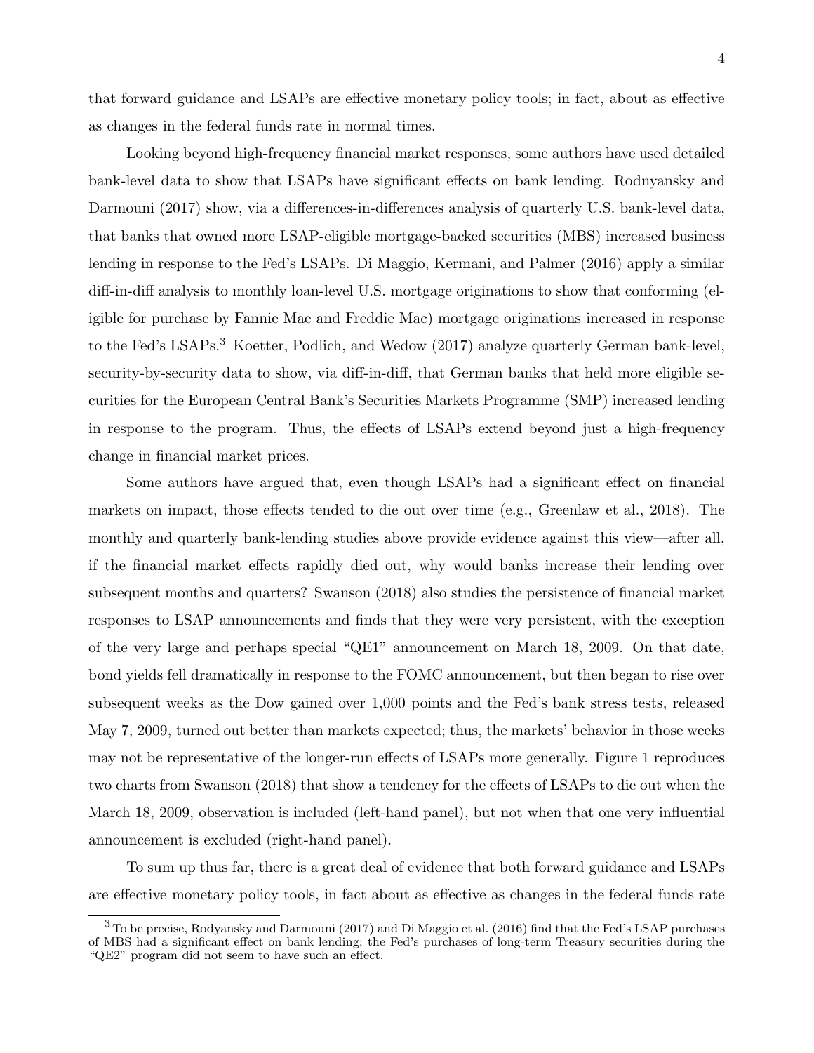that forward guidance and LSAPs are effective monetary policy tools; in fact, about as effective as changes in the federal funds rate in normal times.

Looking beyond high-frequency financial market responses, some authors have used detailed bank-level data to show that LSAPs have significant effects on bank lending. Rodnyansky and Darmouni (2017) show, via a differences-in-differences analysis of quarterly U.S. bank-level data, that banks that owned more LSAP-eligible mortgage-backed securities (MBS) increased business lending in response to the Fed's LSAPs. Di Maggio, Kermani, and Palmer (2016) apply a similar diff-in-diff analysis to monthly loan-level U.S. mortgage originations to show that conforming (eligible for purchase by Fannie Mae and Freddie Mac) mortgage originations increased in response to the Fed's LSAPs.[3] Koetter, Podlich, and Wedow (2017) analyze quarterly German bank-level, security-by-security data to show, via diff-in-diff, that German banks that held more eligible securities for the European Central Bank's Securities Markets Programme (SMP) increased lending in response to the program. Thus, the effects of LSAPs extend beyond just a high-frequency change in financial market prices.

Some authors have argued that, even though LSAPs had a significant effect on financial markets on impact, those effects tended to die out over time (e.g., Greenlaw et al., 2018). The monthly and quarterly bank-lending studies above provide evidence against this view—after all, if the financial market effects rapidly died out, why would banks increase their lending over subsequent months and quarters? Swanson (2018) also studies the persistence of financial market responses to LSAP announcements and finds that they were very persistent, with the exception of the very large and perhaps special "QE1" announcement on March 18, 2009. On that date, bond yields fell dramatically in response to the FOMC announcement, but then began to rise over subsequent weeks as the Dow gained over 1,000 points and the Fed's bank stress tests, released May 7, 2009, turned out better than markets expected; thus, the markets' behavior in those weeks may not be representative of the longer-run effects of LSAPs more generally. Figure 1 reproduces two charts from Swanson (2018) that show a tendency for the effects of LSAPs to die out when the March 18, 2009, observation is included (left-hand panel), but not when that one very influential announcement is excluded (right-hand panel).

To sum up thus far, there is a great deal of evidence that both forward guidance and LSAPs are effective monetary policy tools, in fact about as effective as changes in the federal funds rate

[3] To be precise, Rodyansky and Darmouni (2017) and Di Maggio et al. (2016) find that the Fed's LSAP purchases of MBS had a significant effect on bank lending; the Fed's purchases of long-term Treasury securities during the "QE2" program did not seem to have such an effect.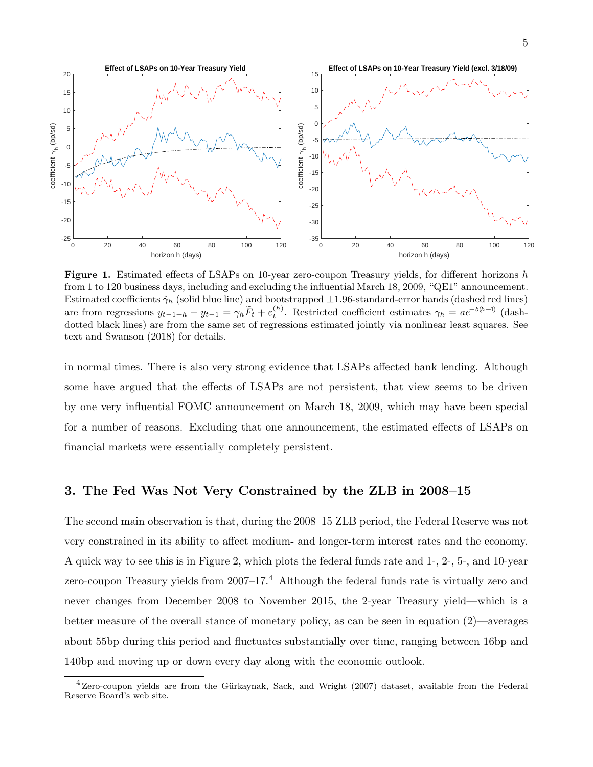**Figure 1.** Estimated effects of LSAPs on 10-year zero-coupon Treasury yields, for different horizons $h$ from 1 to 120 business days, including and excluding the influential March 18, 2009, "QE1" announcement. Estimated coefficients $\hat{\gamma}_h$ (solid blue line) and bootstrapped $\pm$1.96-standard-error bands (dashed red lines) are from regressions $y_{t-1+h} - y_{t-1} = \gamma_h \widetilde{F}_t + \varepsilon_t^{(h)}$. Restricted coefficient estimates $\gamma_h = ae^{-b(h-1)}$ (dash-dotted black lines) are from the same set of regressions estimated jointly via nonlinear least squares. See text and Swanson (2018) for details.

in normal times. There is also very strong evidence that LSAPs affected bank lending. Although some have argued that the effects of LSAPs are not persistent, that view seems to be driven by one very influential FOMC announcement on March 18, 2009, which may have been special for a number of reasons. Excluding that one announcement, the estimated effects of LSAPs on financial markets were essentially completely persistent.

## 3. The Fed Was Not Very Constrained by the ZLB in 2008–15

The second main observation is that, during the 2008–15 ZLB period, the Federal Reserve was not very constrained in its ability to affect medium- and longer-term interest rates and the economy. A quick way to see this is in Figure 2, which plots the federal funds rate and 1-, 2-, 5-, and 10-year zero-coupon Treasury yields from 2007–17.[4] Although the federal funds rate is virtually zero and never changes from December 2008 to November 2015, the 2-year Treasury yield—which is a better measure of the overall stance of monetary policy, as can be seen in equation (2)—averages about 55bp during this period and fluctuates substantially over time, ranging between 16bp and 140bp and moving up or down every day along with the economic outlook.

[4] Zero-coupon yields are from the Gürkaynak, Sack, and Wright (2007) dataset, available from the Federal Reserve Board's web site.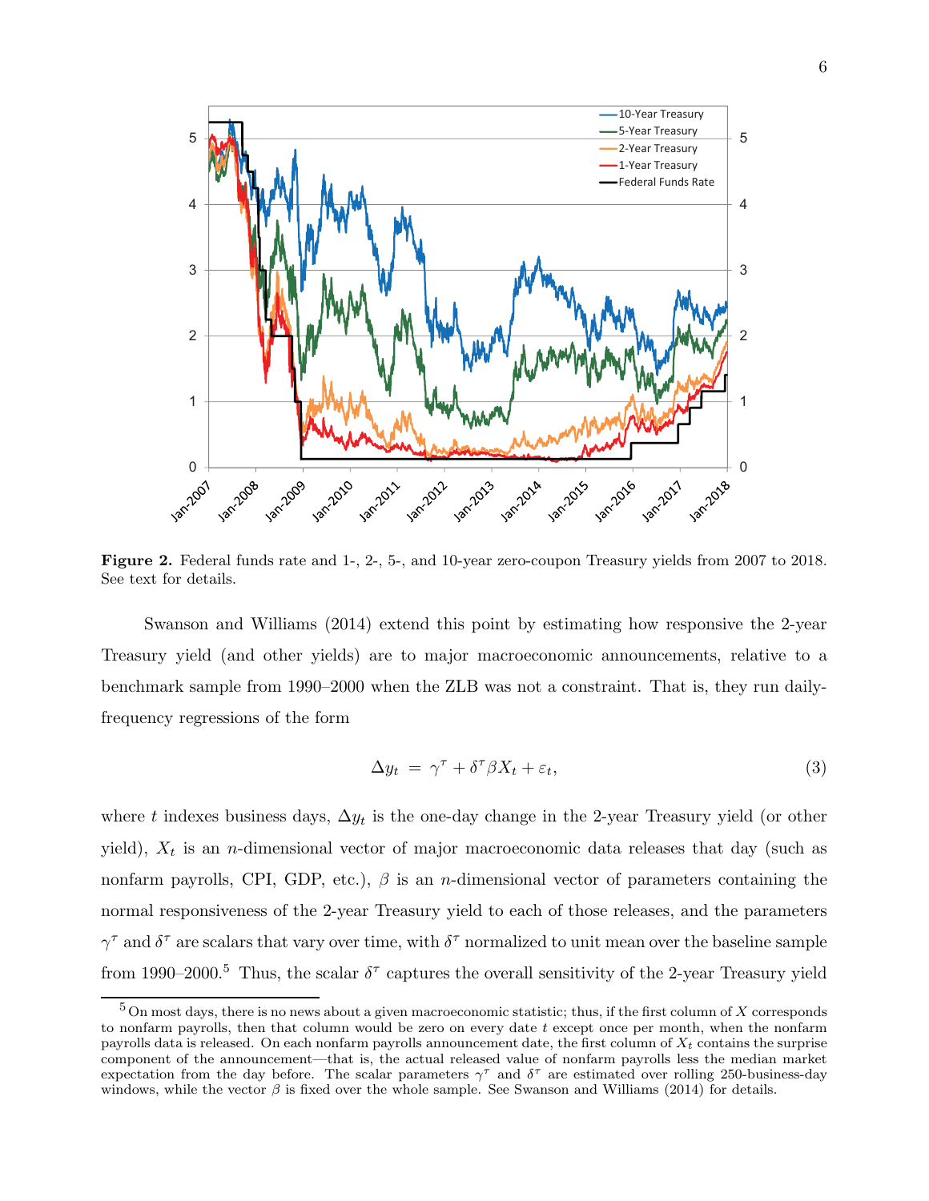**Figure 2.** Federal funds rate and 1-, 2-, 5-, and 10-year zero-coupon Treasury yields from 2007 to 2018. See text for details.

Swanson and Williams (2014) extend this point by estimating how responsive the 2-year Treasury yield (and other yields) are to major macroeconomic announcements, relative to a benchmark sample from 1990–2000 when the ZLB was not a constraint. That is, they run daily-frequency regressions of the form

$$\Delta y_t \;=\; \gamma^{\tau} + \delta^{\tau} \beta X_t + \varepsilon_t, \tag{3}$$

where $t$ indexes business days, $\Delta y_t$ is the one-day change in the 2-year Treasury yield (or other yield), $X_t$ is an $n$-dimensional vector of major macroeconomic data releases that day (such as nonfarm payrolls, CPI, GDP, etc.), $\beta$ is an $n$-dimensional vector of parameters containing the normal responsiveness of the 2-year Treasury yield to each of those releases, and the parameters $\gamma^{\tau}$ and $\delta^{\tau}$ are scalars that vary over time, with $\delta^{\tau}$ normalized to unit mean over the baseline sample from 1990–2000.[5] Thus, the scalar $\delta^{\tau}$ captures the overall sensitivity of the 2-year Treasury yield

[5] On most days, there is no news about a given macroeconomic statistic; thus, if the first column of $X$ corresponds to nonfarm payrolls, then that column would be zero on every date $t$ except once per month, when the nonfarm payrolls data is released. On each nonfarm payrolls announcement date, the first column of $X_t$ contains the surprise component of the announcement—that is, the actual released value of nonfarm payrolls less the median market expectation from the day before. The scalar parameters $\gamma^{\tau}$ and $\delta^{\tau}$ are estimated over rolling 250-business-day windows, while the vector $\beta$ is fixed over the whole sample. See Swanson and Williams (2014) for details.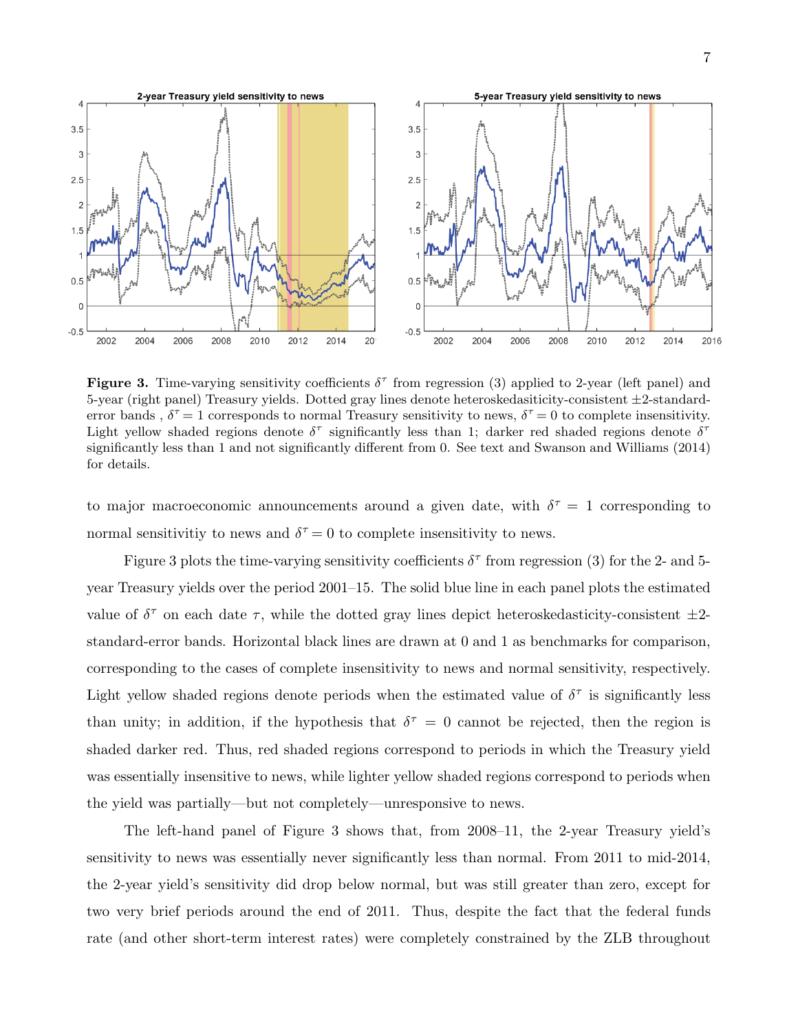**Figure 3.** Time-varying sensitivity coefficients $\delta^\tau$ from regression (3) applied to 2-year (left panel) and 5-year (right panel) Treasury yields. Dotted gray lines denote heteroskedasiticity-consistent $\pm$2-standard-error bands , $\delta^\tau = 1$ corresponds to normal Treasury sensitivity to news, $\delta^\tau = 0$ to complete insensitivity. Light yellow shaded regions denote $\delta^\tau$ significantly less than 1; darker red shaded regions denote $\delta^\tau$ significantly less than 1 and not significantly different from 0. See text and Swanson and Williams (2014) for details.

to major macroeconomic announcements around a given date, with $\delta^\tau = 1$ corresponding to normal sensitivitiy to news and $\delta^\tau = 0$ to complete insensitivity to news.

Figure 3 plots the time-varying sensitivity coefficients $\delta^\tau$ from regression (3) for the 2- and 5-year Treasury yields over the period 2001–15. The solid blue line in each panel plots the estimated value of $\delta^\tau$ on each date $\tau$, while the dotted gray lines depict heteroskedasticity-consistent $\pm$2-standard-error bands. Horizontal black lines are drawn at 0 and 1 as benchmarks for comparison, corresponding to the cases of complete insensitivity to news and normal sensitivity, respectively. Light yellow shaded regions denote periods when the estimated value of $\delta^\tau$ is significantly less than unity; in addition, if the hypothesis that $\delta^\tau = 0$ cannot be rejected, then the region is shaded darker red. Thus, red shaded regions correspond to periods in which the Treasury yield was essentially insensitive to news, while lighter yellow shaded regions correspond to periods when the yield was partially—but not completely—unresponsive to news.

The left-hand panel of Figure 3 shows that, from 2008–11, the 2-year Treasury yield's sensitivity to news was essentially never significantly less than normal. From 2011 to mid-2014, the 2-year yield's sensitivity did drop below normal, but was still greater than zero, except for two very brief periods around the end of 2011. Thus, despite the fact that the federal funds rate (and other short-term interest rates) were completely constrained by the ZLB throughout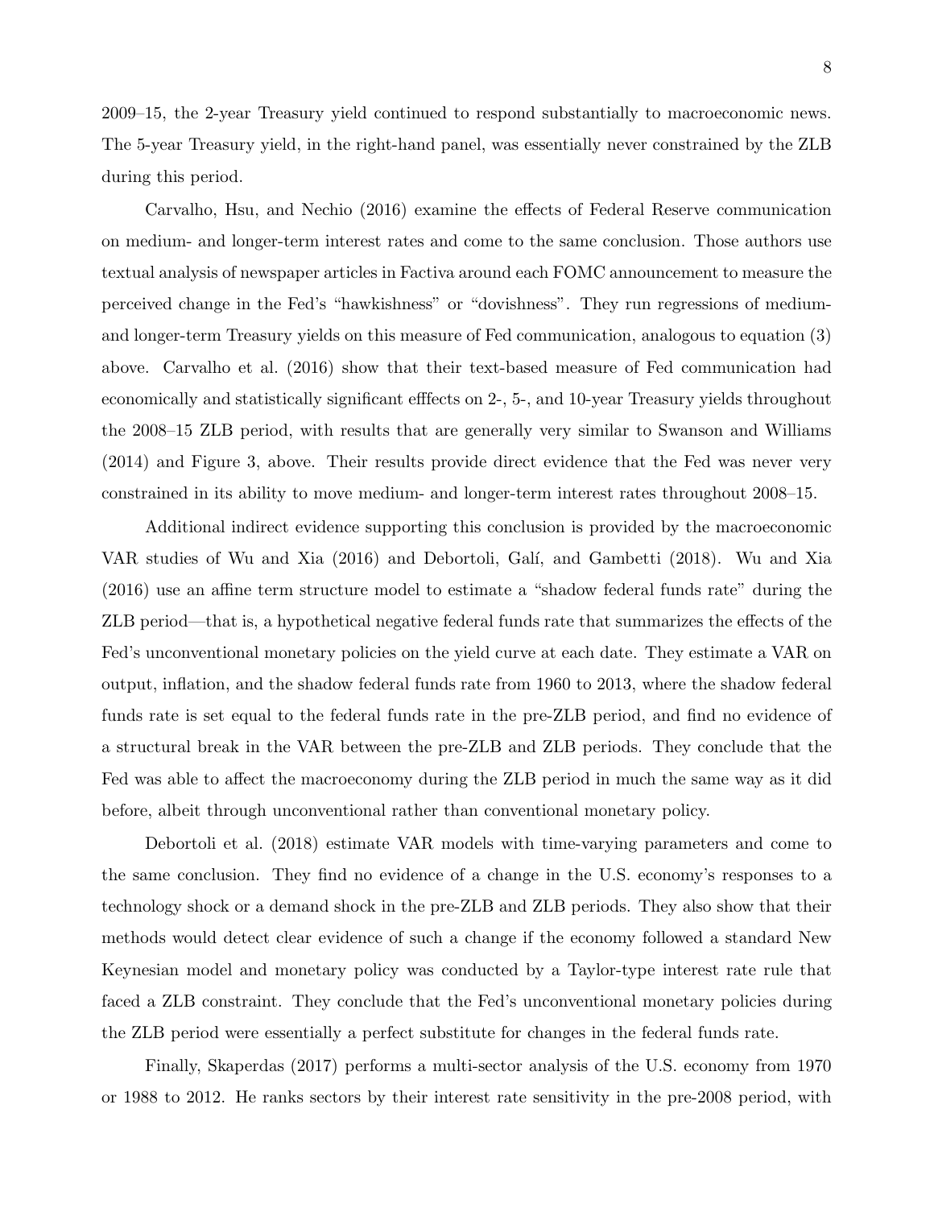2009–15, the 2-year Treasury yield continued to respond substantially to macroeconomic news. The 5-year Treasury yield, in the right-hand panel, was essentially never constrained by the ZLB during this period.

Carvalho, Hsu, and Nechio (2016) examine the effects of Federal Reserve communication on medium- and longer-term interest rates and come to the same conclusion. Those authors use textual analysis of newspaper articles in Factiva around each FOMC announcement to measure the perceived change in the Fed's "hawkishness" or "dovishness". They run regressions of medium- and longer-term Treasury yields on this measure of Fed communication, analogous to equation (3) above. Carvalho et al. (2016) show that their text-based measure of Fed communication had economically and statistically significant efffects on 2-, 5-, and 10-year Treasury yields throughout the 2008–15 ZLB period, with results that are generally very similar to Swanson and Williams (2014) and Figure 3, above. Their results provide direct evidence that the Fed was never very constrained in its ability to move medium- and longer-term interest rates throughout 2008–15.

Additional indirect evidence supporting this conclusion is provided by the macroeconomic VAR studies of Wu and Xia (2016) and Debortoli, Galí, and Gambetti (2018). Wu and Xia (2016) use an affine term structure model to estimate a "shadow federal funds rate" during the ZLB period—that is, a hypothetical negative federal funds rate that summarizes the effects of the Fed's unconventional monetary policies on the yield curve at each date. They estimate a VAR on output, inflation, and the shadow federal funds rate from 1960 to 2013, where the shadow federal funds rate is set equal to the federal funds rate in the pre-ZLB period, and find no evidence of a structural break in the VAR between the pre-ZLB and ZLB periods. They conclude that the Fed was able to affect the macroeconomy during the ZLB period in much the same way as it did before, albeit through unconventional rather than conventional monetary policy.

Debortoli et al. (2018) estimate VAR models with time-varying parameters and come to the same conclusion. They find no evidence of a change in the U.S. economy's responses to a technology shock or a demand shock in the pre-ZLB and ZLB periods. They also show that their methods would detect clear evidence of such a change if the economy followed a standard New Keynesian model and monetary policy was conducted by a Taylor-type interest rate rule that faced a ZLB constraint. They conclude that the Fed's unconventional monetary policies during the ZLB period were essentially a perfect substitute for changes in the federal funds rate.

Finally, Skaperdas (2017) performs a multi-sector analysis of the U.S. economy from 1970 or 1988 to 2012. He ranks sectors by their interest rate sensitivity in the pre-2008 period, with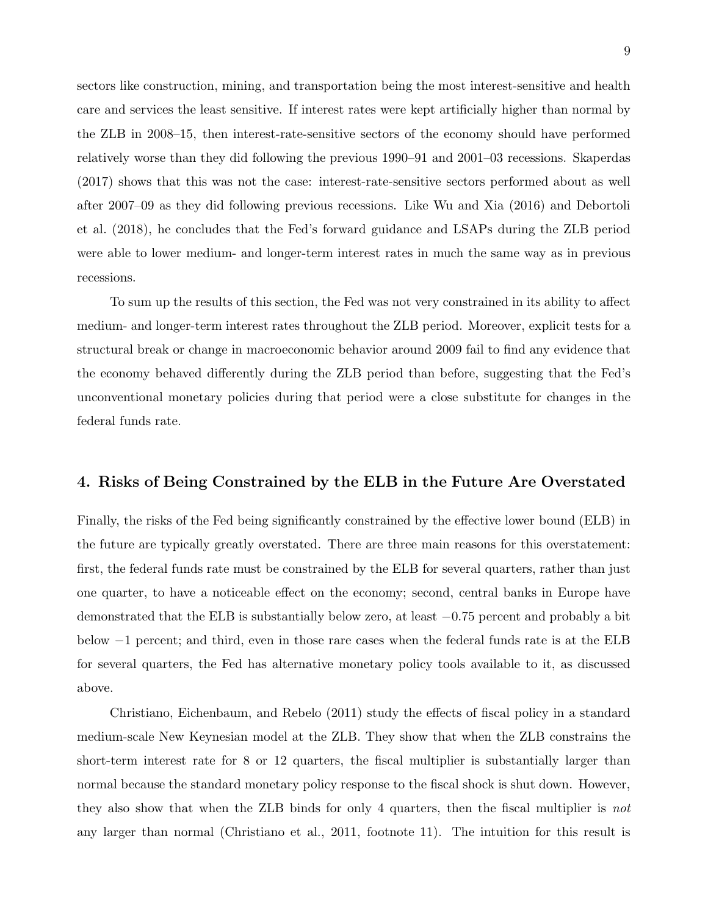sectors like construction, mining, and transportation being the most interest-sensitive and health care and services the least sensitive. If interest rates were kept artificially higher than normal by the ZLB in 2008–15, then interest-rate-sensitive sectors of the economy should have performed relatively worse than they did following the previous 1990–91 and 2001–03 recessions. Skaperdas (2017) shows that this was not the case: interest-rate-sensitive sectors performed about as well after 2007–09 as they did following previous recessions. Like Wu and Xia (2016) and Debortoli et al. (2018), he concludes that the Fed's forward guidance and LSAPs during the ZLB period were able to lower medium- and longer-term interest rates in much the same way as in previous recessions.

To sum up the results of this section, the Fed was not very constrained in its ability to affect medium- and longer-term interest rates throughout the ZLB period. Moreover, explicit tests for a structural break or change in macroeconomic behavior around 2009 fail to find any evidence that the economy behaved differently during the ZLB period than before, suggesting that the Fed's unconventional monetary policies during that period were a close substitute for changes in the federal funds rate.

## 4. Risks of Being Constrained by the ELB in the Future Are Overstated

Finally, the risks of the Fed being significantly constrained by the effective lower bound (ELB) in the future are typically greatly overstated. There are three main reasons for this overstatement: first, the federal funds rate must be constrained by the ELB for several quarters, rather than just one quarter, to have a noticeable effect on the economy; second, central banks in Europe have demonstrated that the ELB is substantially below zero, at least −0.75 percent and probably a bit below −1 percent; and third, even in those rare cases when the federal funds rate is at the ELB for several quarters, the Fed has alternative monetary policy tools available to it, as discussed above.

Christiano, Eichenbaum, and Rebelo (2011) study the effects of fiscal policy in a standard medium-scale New Keynesian model at the ZLB. They show that when the ZLB constrains the short-term interest rate for 8 or 12 quarters, the fiscal multiplier is substantially larger than normal because the standard monetary policy response to the fiscal shock is shut down. However, they also show that when the ZLB binds for only 4 quarters, then the fiscal multiplier is *not* any larger than normal (Christiano et al., 2011, footnote 11). The intuition for this result is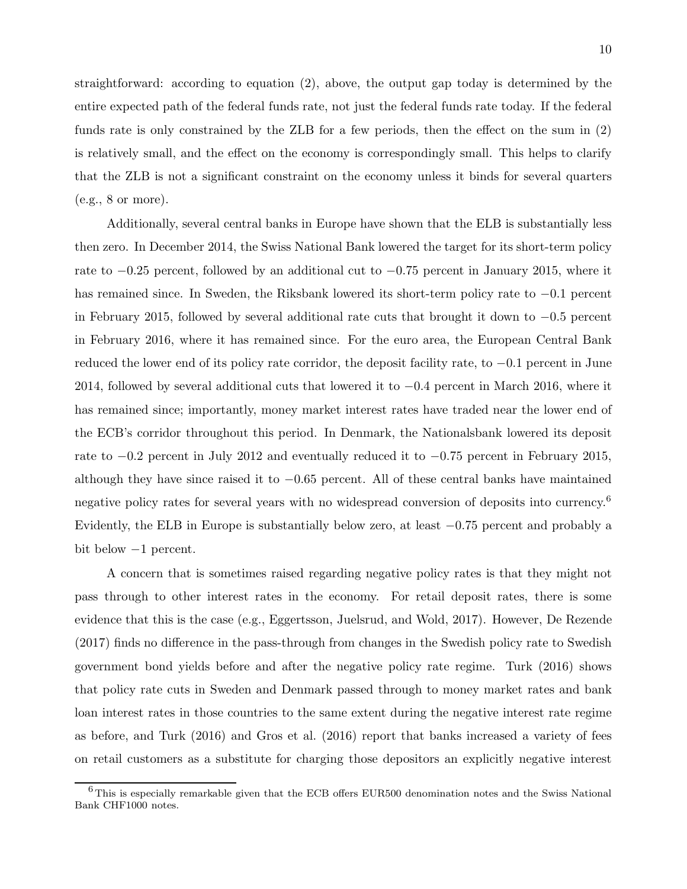straightforward: according to equation (2), above, the output gap today is determined by the entire expected path of the federal funds rate, not just the federal funds rate today. If the federal funds rate is only constrained by the ZLB for a few periods, then the effect on the sum in (2) is relatively small, and the effect on the economy is correspondingly small. This helps to clarify that the ZLB is not a significant constraint on the economy unless it binds for several quarters (e.g., 8 or more).

Additionally, several central banks in Europe have shown that the ELB is substantially less then zero. In December 2014, the Swiss National Bank lowered the target for its short-term policy rate to $-0.25$ percent, followed by an additional cut to $-0.75$ percent in January 2015, where it has remained since. In Sweden, the Riksbank lowered its short-term policy rate to $-0.1$ percent in February 2015, followed by several additional rate cuts that brought it down to $-0.5$ percent in February 2016, where it has remained since. For the euro area, the European Central Bank reduced the lower end of its policy rate corridor, the deposit facility rate, to $-0.1$ percent in June 2014, followed by several additional cuts that lowered it to $-0.4$ percent in March 2016, where it has remained since; importantly, money market interest rates have traded near the lower end of the ECB's corridor throughout this period. In Denmark, the Nationalsbank lowered its deposit rate to $-0.2$ percent in July 2012 and eventually reduced it to $-0.75$ percent in February 2015, although they have since raised it to $-0.65$ percent. All of these central banks have maintained negative policy rates for several years with no widespread conversion of deposits into currency.[6] Evidently, the ELB in Europe is substantially below zero, at least $-0.75$ percent and probably a bit below $-1$ percent.

A concern that is sometimes raised regarding negative policy rates is that they might not pass through to other interest rates in the economy. For retail deposit rates, there is some evidence that this is the case (e.g., Eggertsson, Juelsrud, and Wold, 2017). However, De Rezende (2017) finds no difference in the pass-through from changes in the Swedish policy rate to Swedish government bond yields before and after the negative policy rate regime. Turk (2016) shows that policy rate cuts in Sweden and Denmark passed through to money market rates and bank loan interest rates in those countries to the same extent during the negative interest rate regime as before, and Turk (2016) and Gros et al. (2016) report that banks increased a variety of fees on retail customers as a substitute for charging those depositors an explicitly negative interest

[6] This is especially remarkable given that the ECB offers EUR500 denomination notes and the Swiss National Bank CHF1000 notes.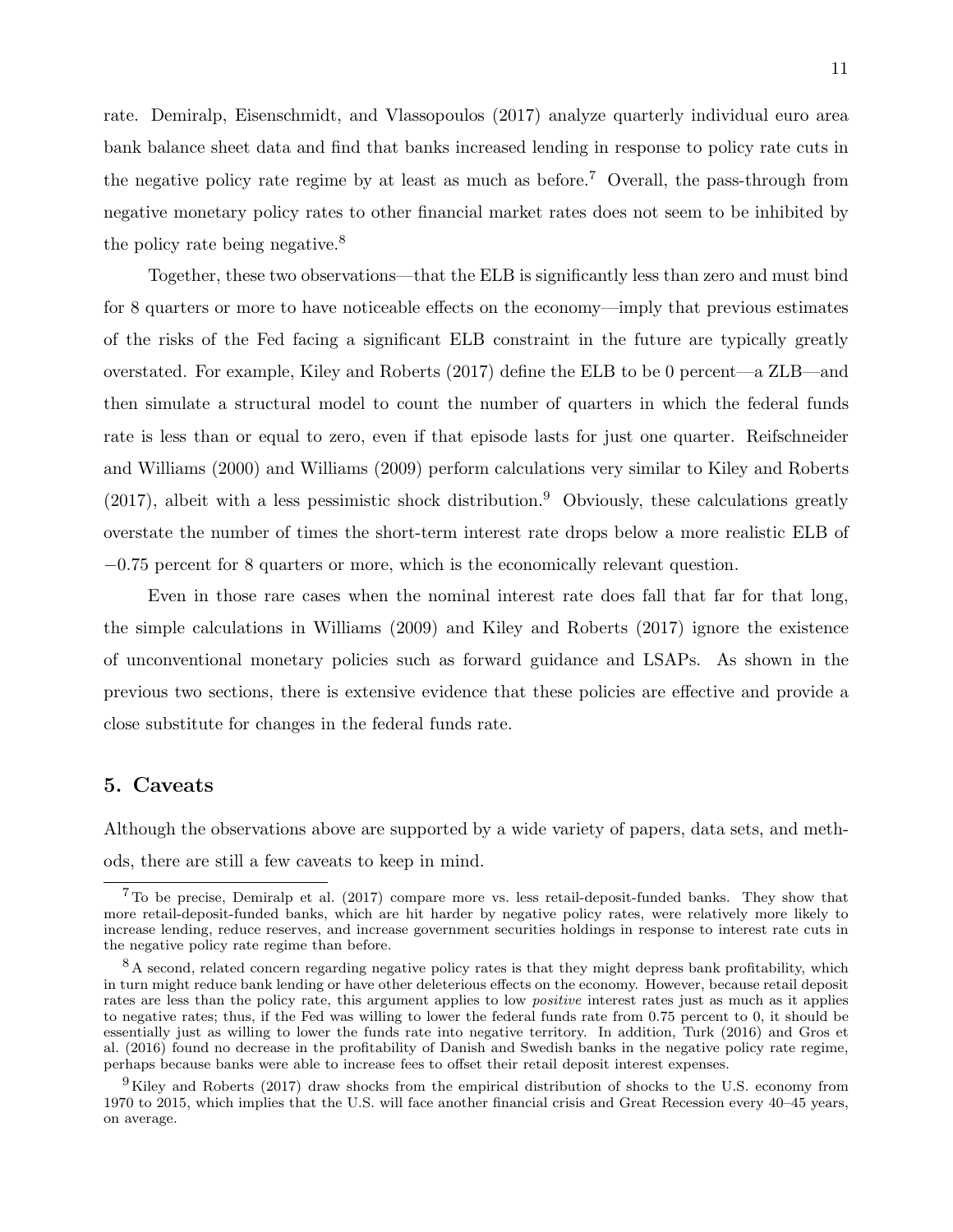rate. Demiralp, Eisenschmidt, and Vlassopoulos (2017) analyze quarterly individual euro area bank balance sheet data and find that banks increased lending in response to policy rate cuts in the negative policy rate regime by at least as much as before.[7] Overall, the pass-through from negative monetary policy rates to other financial market rates does not seem to be inhibited by the policy rate being negative.[8]

Together, these two observations—that the ELB is significantly less than zero and must bind for 8 quarters or more to have noticeable effects on the economy—imply that previous estimates of the risks of the Fed facing a significant ELB constraint in the future are typically greatly overstated. For example, Kiley and Roberts (2017) define the ELB to be 0 percent—a ZLB—and then simulate a structural model to count the number of quarters in which the federal funds rate is less than or equal to zero, even if that episode lasts for just one quarter. Reifschneider and Williams (2000) and Williams (2009) perform calculations very similar to Kiley and Roberts (2017), albeit with a less pessimistic shock distribution.[9] Obviously, these calculations greatly overstate the number of times the short-term interest rate drops below a more realistic ELB of −0.75 percent for 8 quarters or more, which is the economically relevant question.

Even in those rare cases when the nominal interest rate does fall that far for that long, the simple calculations in Williams (2009) and Kiley and Roberts (2017) ignore the existence of unconventional monetary policies such as forward guidance and LSAPs. As shown in the previous two sections, there is extensive evidence that these policies are effective and provide a close substitute for changes in the federal funds rate.

## 5. Caveats

Although the observations above are supported by a wide variety of papers, data sets, and methods, there are still a few caveats to keep in mind.

---

[7] To be precise, Demiralp et al. (2017) compare more vs. less retail-deposit-funded banks. They show that more retail-deposit-funded banks, which are hit harder by negative policy rates, were relatively more likely to increase lending, reduce reserves, and increase government securities holdings in response to interest rate cuts in the negative policy rate regime than before.

[8] A second, related concern regarding negative policy rates is that they might depress bank profitability, which in turn might reduce bank lending or have other deleterious effects on the economy. However, because retail deposit rates are less than the policy rate, this argument applies to low *positive* interest rates just as much as it applies to negative rates; thus, if the Fed was willing to lower the federal funds rate from 0.75 percent to 0, it should be essentially just as willing to lower the funds rate into negative territory. In addition, Turk (2016) and Gros et al. (2016) found no decrease in the profitability of Danish and Swedish banks in the negative policy rate regime, perhaps because banks were able to increase fees to offset their retail deposit interest expenses.

[9] Kiley and Roberts (2017) draw shocks from the empirical distribution of shocks to the U.S. economy from 1970 to 2015, which implies that the U.S. will face another financial crisis and Great Recession every 40–45 years, on average.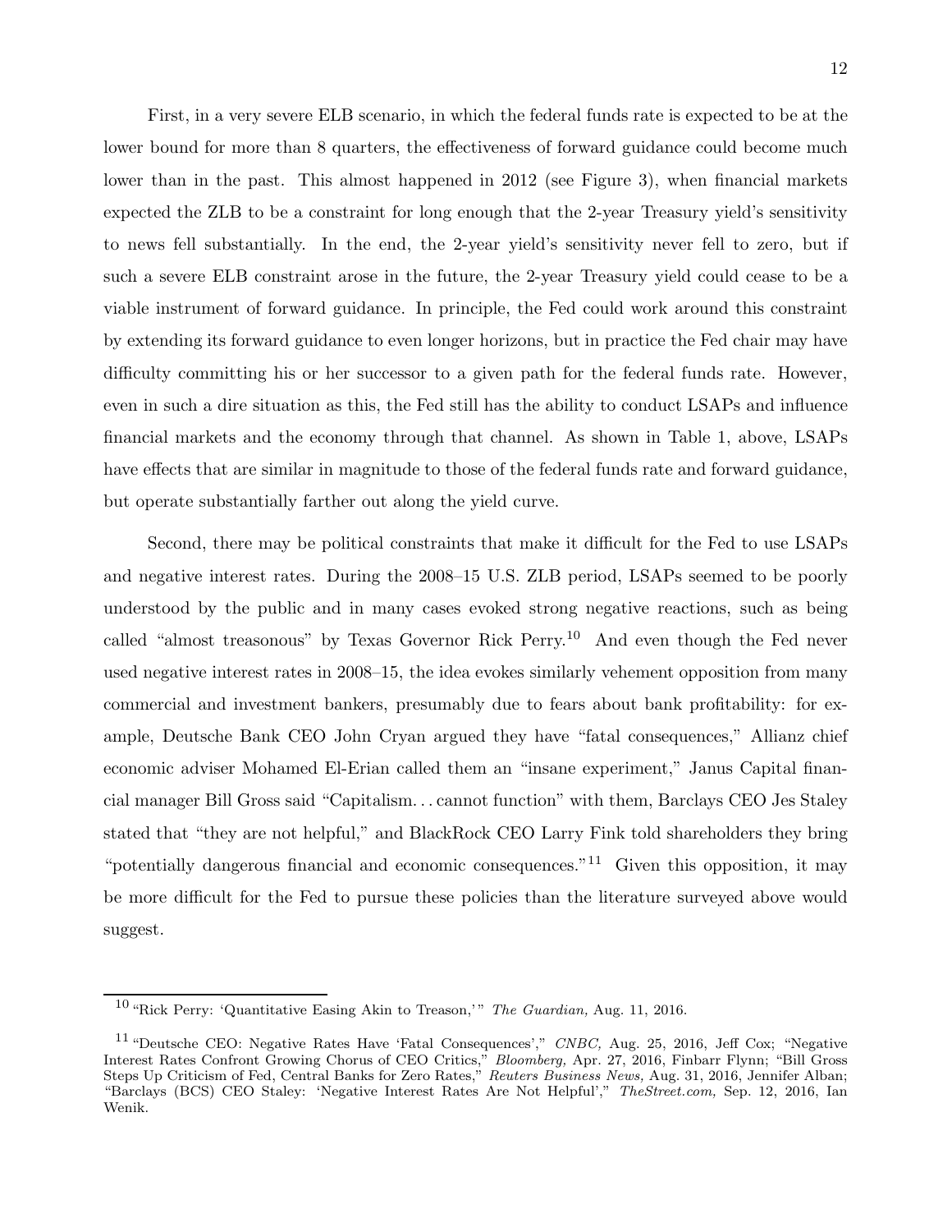First, in a very severe ELB scenario, in which the federal funds rate is expected to be at the lower bound for more than 8 quarters, the effectiveness of forward guidance could become much lower than in the past. This almost happened in 2012 (see Figure 3), when financial markets expected the ZLB to be a constraint for long enough that the 2-year Treasury yield's sensitivity to news fell substantially. In the end, the 2-year yield's sensitivity never fell to zero, but if such a severe ELB constraint arose in the future, the 2-year Treasury yield could cease to be a viable instrument of forward guidance. In principle, the Fed could work around this constraint by extending its forward guidance to even longer horizons, but in practice the Fed chair may have difficulty committing his or her successor to a given path for the federal funds rate. However, even in such a dire situation as this, the Fed still has the ability to conduct LSAPs and influence financial markets and the economy through that channel. As shown in Table 1, above, LSAPs have effects that are similar in magnitude to those of the federal funds rate and forward guidance, but operate substantially farther out along the yield curve.

Second, there may be political constraints that make it difficult for the Fed to use LSAPs and negative interest rates. During the 2008–15 U.S. ZLB period, LSAPs seemed to be poorly understood by the public and in many cases evoked strong negative reactions, such as being called "almost treasonous" by Texas Governor Rick Perry.[10] And even though the Fed never used negative interest rates in 2008–15, the idea evokes similarly vehement opposition from many commercial and investment bankers, presumably due to fears about bank profitability: for example, Deutsche Bank CEO John Cryan argued they have "fatal consequences," Allianz chief economic adviser Mohamed El-Erian called them an "insane experiment," Janus Capital financial manager Bill Gross said "Capitalism. . . cannot function" with them, Barclays CEO Jes Staley stated that "they are not helpful," and BlackRock CEO Larry Fink told shareholders they bring "potentially dangerous financial and economic consequences."[11] Given this opposition, it may be more difficult for the Fed to pursue these policies than the literature surveyed above would suggest.

---

[10] "Rick Perry: 'Quantitative Easing Akin to Treason,'" *The Guardian,* Aug. 11, 2016.

[11] "Deutsche CEO: Negative Rates Have 'Fatal Consequences'," *CNBC,* Aug. 25, 2016, Jeff Cox; "Negative Interest Rates Confront Growing Chorus of CEO Critics," *Bloomberg,* Apr. 27, 2016, Finbarr Flynn; "Bill Gross Steps Up Criticism of Fed, Central Banks for Zero Rates," *Reuters Business News,* Aug. 31, 2016, Jennifer Alban; "Barclays (BCS) CEO Staley: 'Negative Interest Rates Are Not Helpful'," *TheStreet.com,* Sep. 12, 2016, Ian Wenik.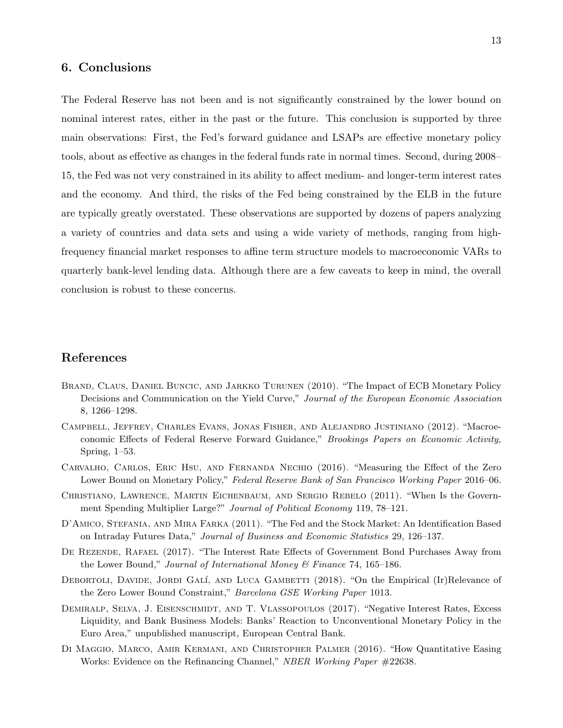## 6. Conclusions

The Federal Reserve has not been and is not significantly constrained by the lower bound on nominal interest rates, either in the past or the future. This conclusion is supported by three main observations: First, the Fed's forward guidance and LSAPs are effective monetary policy tools, about as effective as changes in the federal funds rate in normal times. Second, during 2008–15, the Fed was not very constrained in its ability to affect medium- and longer-term interest rates and the economy. And third, the risks of the Fed being constrained by the ELB in the future are typically greatly overstated. These observations are supported by dozens of papers analyzing a variety of countries and data sets and using a wide variety of methods, ranging from high-frequency financial market responses to affine term structure models to macroeconomic VARs to quarterly bank-level lending data. Although there are a few caveats to keep in mind, the overall conclusion is robust to these concerns.

## References

Brand, Claus, Daniel Buncic, and Jarkko Turunen (2010). "The Impact of ECB Monetary Policy Decisions and Communication on the Yield Curve," *Journal of the European Economic Association* 8, 1266–1298.

Campbell, Jeffrey, Charles Evans, Jonas Fisher, and Alejandro Justiniano (2012). "Macroeconomic Effects of Federal Reserve Forward Guidance," *Brookings Papers on Economic Activity,* Spring, 1–53.

Carvalho, Carlos, Eric Hsu, and Fernanda Nechio (2016). "Measuring the Effect of the Zero Lower Bound on Monetary Policy," *Federal Reserve Bank of San Francisco Working Paper* 2016–06.

Christiano, Lawrence, Martin Eichenbaum, and Sergio Rebelo (2011). "When Is the Government Spending Multiplier Large?" *Journal of Political Economy* 119, 78–121.

D'Amico, Stefania, and Mira Farka (2011). "The Fed and the Stock Market: An Identification Based on Intraday Futures Data," *Journal of Business and Economic Statistics* 29, 126–137.

De Rezende, Rafael (2017). "The Interest Rate Effects of Government Bond Purchases Away from the Lower Bound," *Journal of International Money & Finance* 74, 165–186.

Debortoli, Davide, Jordi Galí, and Luca Gambetti (2018). "On the Empirical (Ir)Relevance of the Zero Lower Bound Constraint," *Barcelona GSE Working Paper* 1013.

Demiralp, Selva, J. Eisenschmidt, and T. Vlassopoulos (2017). "Negative Interest Rates, Excess Liquidity, and Bank Business Models: Banks' Reaction to Unconventional Monetary Policy in the Euro Area," unpublished manuscript, European Central Bank.

Di Maggio, Marco, Amir Kermani, and Christopher Palmer (2016). "How Quantitative Easing Works: Evidence on the Refinancing Channel," *NBER Working Paper* #22638.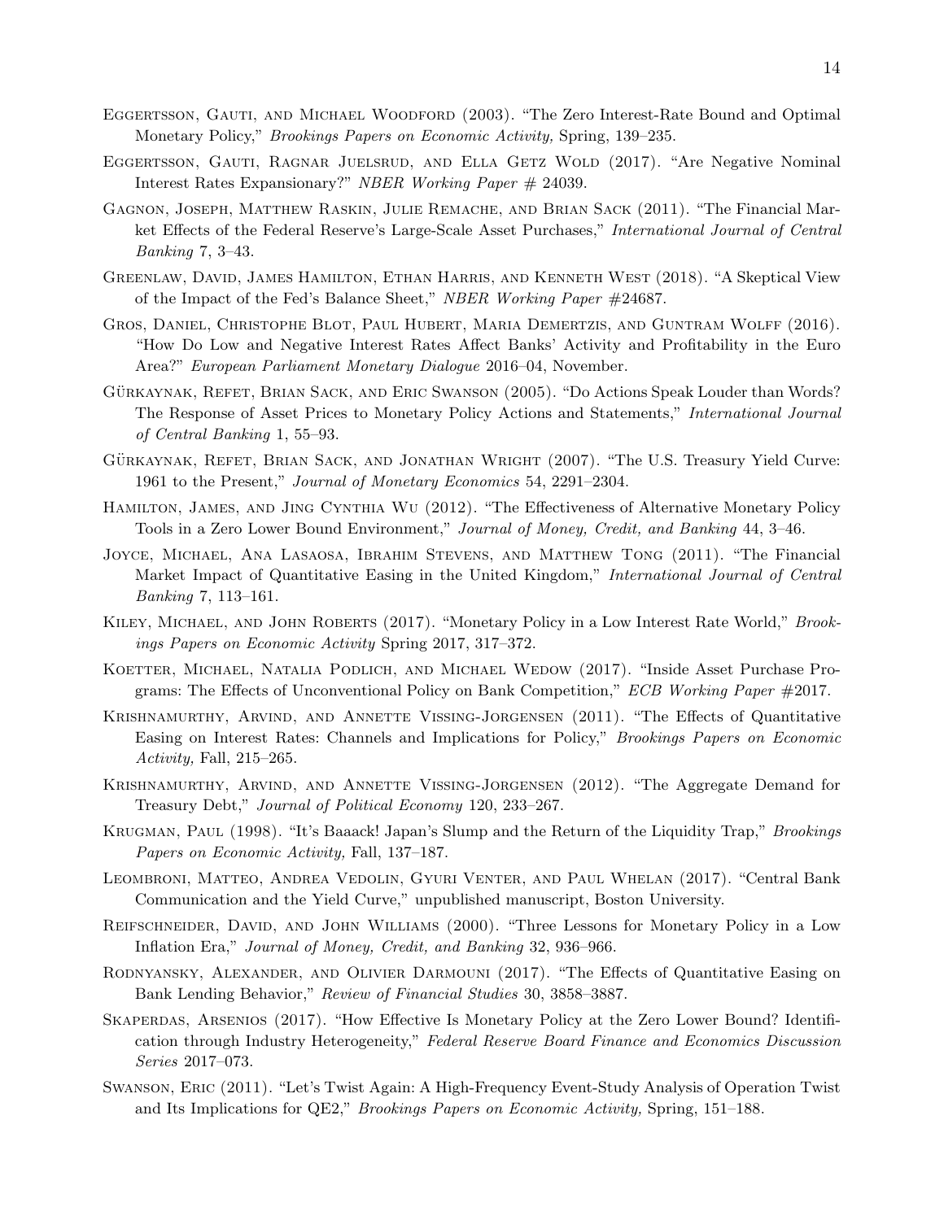Eggertsson, Gauti, and Michael Woodford (2003). "The Zero Interest-Rate Bound and Optimal Monetary Policy," *Brookings Papers on Economic Activity,* Spring, 139–235.

Eggertsson, Gauti, Ragnar Juelsrud, and Ella Getz Wold (2017). "Are Negative Nominal Interest Rates Expansionary?" *NBER Working Paper # 24039.*

Gagnon, Joseph, Matthew Raskin, Julie Remache, and Brian Sack (2011). "The Financial Market Effects of the Federal Reserve's Large-Scale Asset Purchases," *International Journal of Central Banking* 7, 3–43.

Greenlaw, David, James Hamilton, Ethan Harris, and Kenneth West (2018). "A Skeptical View of the Impact of the Fed's Balance Sheet," *NBER Working Paper #24687.*

Gros, Daniel, Christophe Blot, Paul Hubert, Maria Demertzis, and Guntram Wolff (2016). "How Do Low and Negative Interest Rates Affect Banks' Activity and Profitability in the Euro Area?" *European Parliament Monetary Dialogue* 2016–04, November.

Gürkaynak, Refet, Brian Sack, and Eric Swanson (2005). "Do Actions Speak Louder than Words? The Response of Asset Prices to Monetary Policy Actions and Statements," *International Journal of Central Banking* 1, 55–93.

Gürkaynak, Refet, Brian Sack, and Jonathan Wright (2007). "The U.S. Treasury Yield Curve: 1961 to the Present," *Journal of Monetary Economics* 54, 2291–2304.

Hamilton, James, and Jing Cynthia Wu (2012). "The Effectiveness of Alternative Monetary Policy Tools in a Zero Lower Bound Environment," *Journal of Money, Credit, and Banking* 44, 3–46.

Joyce, Michael, Ana Lasaosa, Ibrahim Stevens, and Matthew Tong (2011). "The Financial Market Impact of Quantitative Easing in the United Kingdom," *International Journal of Central Banking* 7, 113–161.

Kiley, Michael, and John Roberts (2017). "Monetary Policy in a Low Interest Rate World," *Brookings Papers on Economic Activity* Spring 2017, 317–372.

Koetter, Michael, Natalia Podlich, and Michael Wedow (2017). "Inside Asset Purchase Programs: The Effects of Unconventional Policy on Bank Competition," *ECB Working Paper #2017.*

Krishnamurthy, Arvind, and Annette Vissing-Jorgensen (2011). "The Effects of Quantitative Easing on Interest Rates: Channels and Implications for Policy," *Brookings Papers on Economic Activity,* Fall, 215–265.

Krishnamurthy, Arvind, and Annette Vissing-Jorgensen (2012). "The Aggregate Demand for Treasury Debt," *Journal of Political Economy* 120, 233–267.

Krugman, Paul (1998). "It's Baaack! Japan's Slump and the Return of the Liquidity Trap," *Brookings Papers on Economic Activity,* Fall, 137–187.

Leombroni, Matteo, Andrea Vedolin, Gyuri Venter, and Paul Whelan (2017). "Central Bank Communication and the Yield Curve," unpublished manuscript, Boston University.

Reifschneider, David, and John Williams (2000). "Three Lessons for Monetary Policy in a Low Inflation Era," *Journal of Money, Credit, and Banking* 32, 936–966.

Rodnyansky, Alexander, and Olivier Darmouni (2017). "The Effects of Quantitative Easing on Bank Lending Behavior," *Review of Financial Studies* 30, 3858–3887.

Skaperdas, Arsenios (2017). "How Effective Is Monetary Policy at the Zero Lower Bound? Identification through Industry Heterogeneity," *Federal Reserve Board Finance and Economics Discussion Series* 2017–073.

Swanson, Eric (2011). "Let's Twist Again: A High-Frequency Event-Study Analysis of Operation Twist and Its Implications for QE2," *Brookings Papers on Economic Activity,* Spring, 151–188.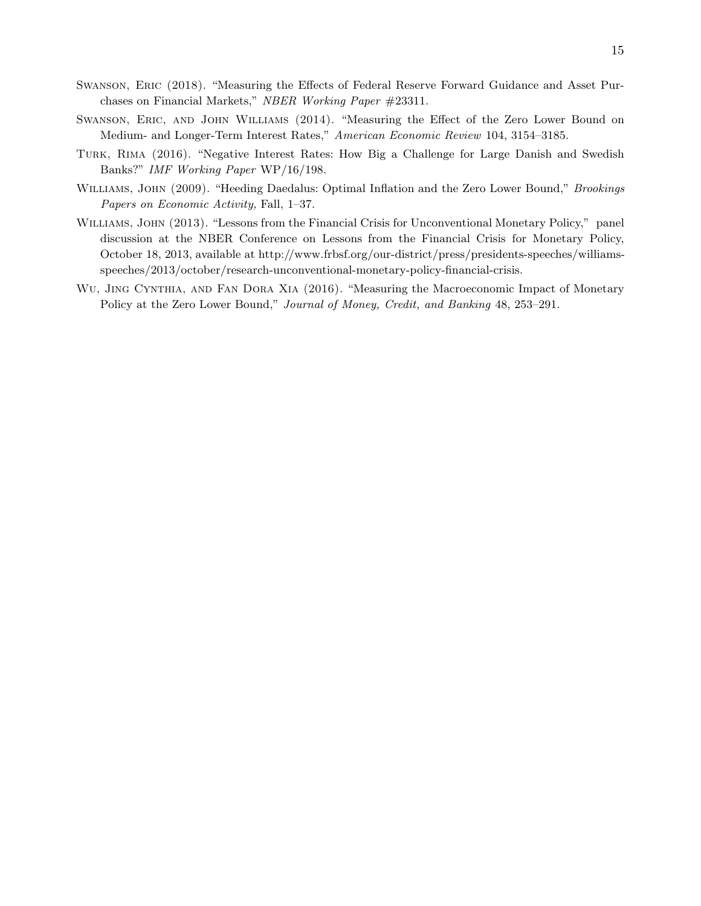Swanson, Eric (2018). "Measuring the Effects of Federal Reserve Forward Guidance and Asset Purchases on Financial Markets," *NBER Working Paper* #23311.

Swanson, Eric, and John Williams (2014). "Measuring the Effect of the Zero Lower Bound on Medium- and Longer-Term Interest Rates," *American Economic Review* 104, 3154–3185.

Turk, Rima (2016). "Negative Interest Rates: How Big a Challenge for Large Danish and Swedish Banks?" *IMF Working Paper* WP/16/198.

Williams, John (2009). "Heeding Daedalus: Optimal Inflation and the Zero Lower Bound," *Brookings Papers on Economic Activity,* Fall, 1–37.

Williams, John (2013). "Lessons from the Financial Crisis for Unconventional Monetary Policy," panel discussion at the NBER Conference on Lessons from the Financial Crisis for Monetary Policy, October 18, 2013, available at http://www.frbsf.org/our-district/press/presidents-speeches/williams-speeches/2013/october/research-unconventional-monetary-policy-financial-crisis.

Wu, Jing Cynthia, and Fan Dora Xia (2016). "Measuring the Macroeconomic Impact of Monetary Policy at the Zero Lower Bound," *Journal of Money, Credit, and Banking* 48, 253–291.